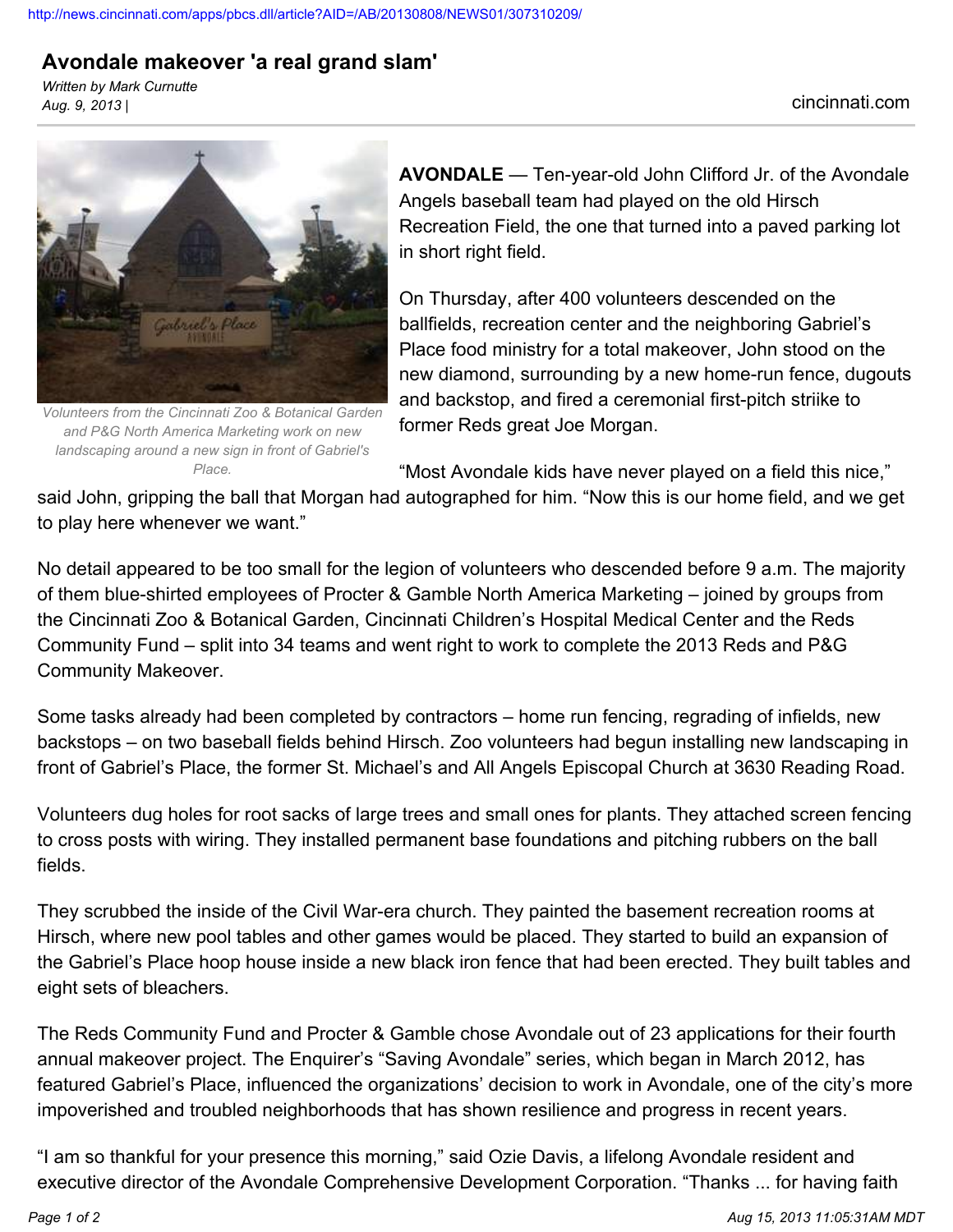http://news.cincinnati.com/apps/pbcs.dll/article?AID=/AB/20130808/NEWS01/307310209/

# Avondale makeover 'a real grand slam'

*Written by Mark Curnutte*
*Aug. 9, 2013 |*

cincinnati.com

Volunteers from the Cincinnati Zoo & Botanical Garden and P&G North America Marketing work on new landscaping around a new sign in front of Gabriel's Place.

**AVONDALE** — Ten-year-old John Clifford Jr. of the Avondale Angels baseball team had played on the old Hirsch Recreation Field, the one that turned into a paved parking lot in short right field.

On Thursday, after 400 volunteers descended on the ballfields, recreation center and the neighboring Gabriel's Place food ministry for a total makeover, John stood on the new diamond, surrounding by a new home-run fence, dugouts and backstop, and fired a ceremonial first-pitch striike to former Reds great Joe Morgan.

"Most Avondale kids have never played on a field this nice," said John, gripping the ball that Morgan had autographed for him. "Now this is our home field, and we get to play here whenever we want."

No detail appeared to be too small for the legion of volunteers who descended before 9 a.m. The majority of them blue-shirted employees of Procter & Gamble North America Marketing – joined by groups from the Cincinnati Zoo & Botanical Garden, Cincinnati Children's Hospital Medical Center and the Reds Community Fund – split into 34 teams and went right to work to complete the 2013 Reds and P&G Community Makeover.

Some tasks already had been completed by contractors – home run fencing, regrading of infields, new backstops – on two baseball fields behind Hirsch. Zoo volunteers had begun installing new landscaping in front of Gabriel's Place, the former St. Michael's and All Angels Episcopal Church at 3630 Reading Road.

Volunteers dug holes for root sacks of large trees and small ones for plants. They attached screen fencing to cross posts with wiring. They installed permanent base foundations and pitching rubbers on the ball fields.

They scrubbed the inside of the Civil War-era church. They painted the basement recreation rooms at Hirsch, where new pool tables and other games would be placed. They started to build an expansion of the Gabriel's Place hoop house inside a new black iron fence that had been erected. They built tables and eight sets of bleachers.

The Reds Community Fund and Procter & Gamble chose Avondale out of 23 applications for their fourth annual makeover project. The Enquirer's "Saving Avondale" series, which began in March 2012, has featured Gabriel's Place, influenced the organizations' decision to work in Avondale, one of the city's more impoverished and troubled neighborhoods that has shown resilience and progress in recent years.

"I am so thankful for your presence this morning," said Ozie Davis, a lifelong Avondale resident and executive director of the Avondale Comprehensive Development Corporation. "Thanks ... for having faith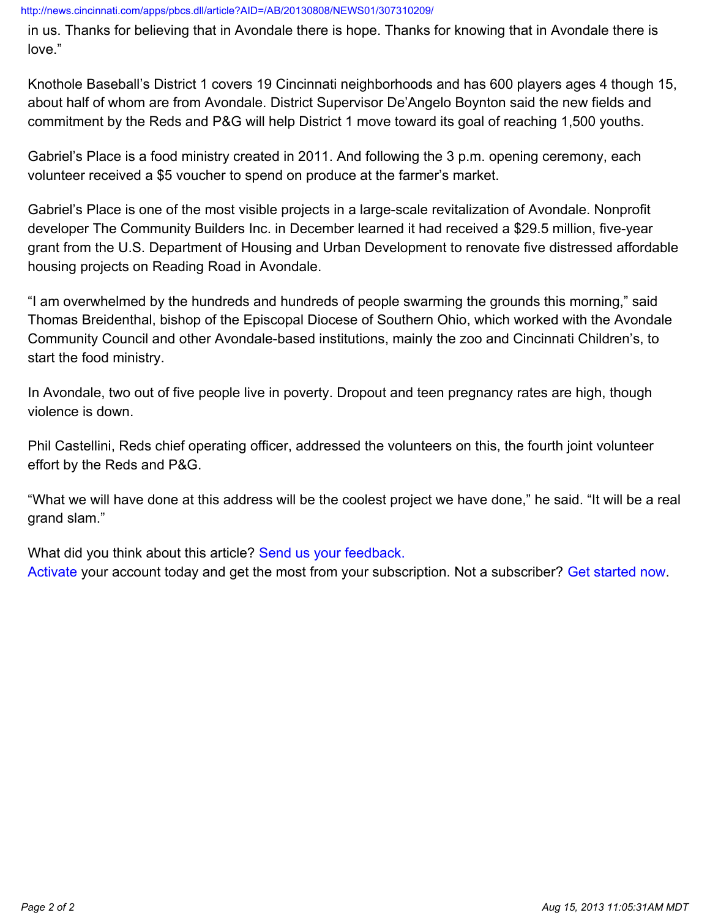in us. Thanks for believing that in Avondale there is hope. Thanks for knowing that in Avondale there is love."

Knothole Baseball's District 1 covers 19 Cincinnati neighborhoods and has 600 players ages 4 though 15, about half of whom are from Avondale. District Supervisor De'Angelo Boynton said the new fields and commitment by the Reds and P&G will help District 1 move toward its goal of reaching 1,500 youths.

Gabriel's Place is a food ministry created in 2011. And following the 3 p.m. opening ceremony, each volunteer received a $5 voucher to spend on produce at the farmer's market.

Gabriel's Place is one of the most visible projects in a large-scale revitalization of Avondale. Nonprofit developer The Community Builders Inc. in December learned it had received a $29.5 million, five-year grant from the U.S. Department of Housing and Urban Development to renovate five distressed affordable housing projects on Reading Road in Avondale.

"I am overwhelmed by the hundreds and hundreds of people swarming the grounds this morning," said Thomas Breidenthal, bishop of the Episcopal Diocese of Southern Ohio, which worked with the Avondale Community Council and other Avondale-based institutions, mainly the zoo and Cincinnati Children's, to start the food ministry.

In Avondale, two out of five people live in poverty. Dropout and teen pregnancy rates are high, though violence is down.

Phil Castellini, Reds chief operating officer, addressed the volunteers on this, the fourth joint volunteer effort by the Reds and P&G.

"What we will have done at this address will be the coolest project we have done," he said. "It will be a real grand slam."

What did you think about this article? Send us your feedback.
Activate your account today and get the most from your subscription. Not a subscriber? Get started now.